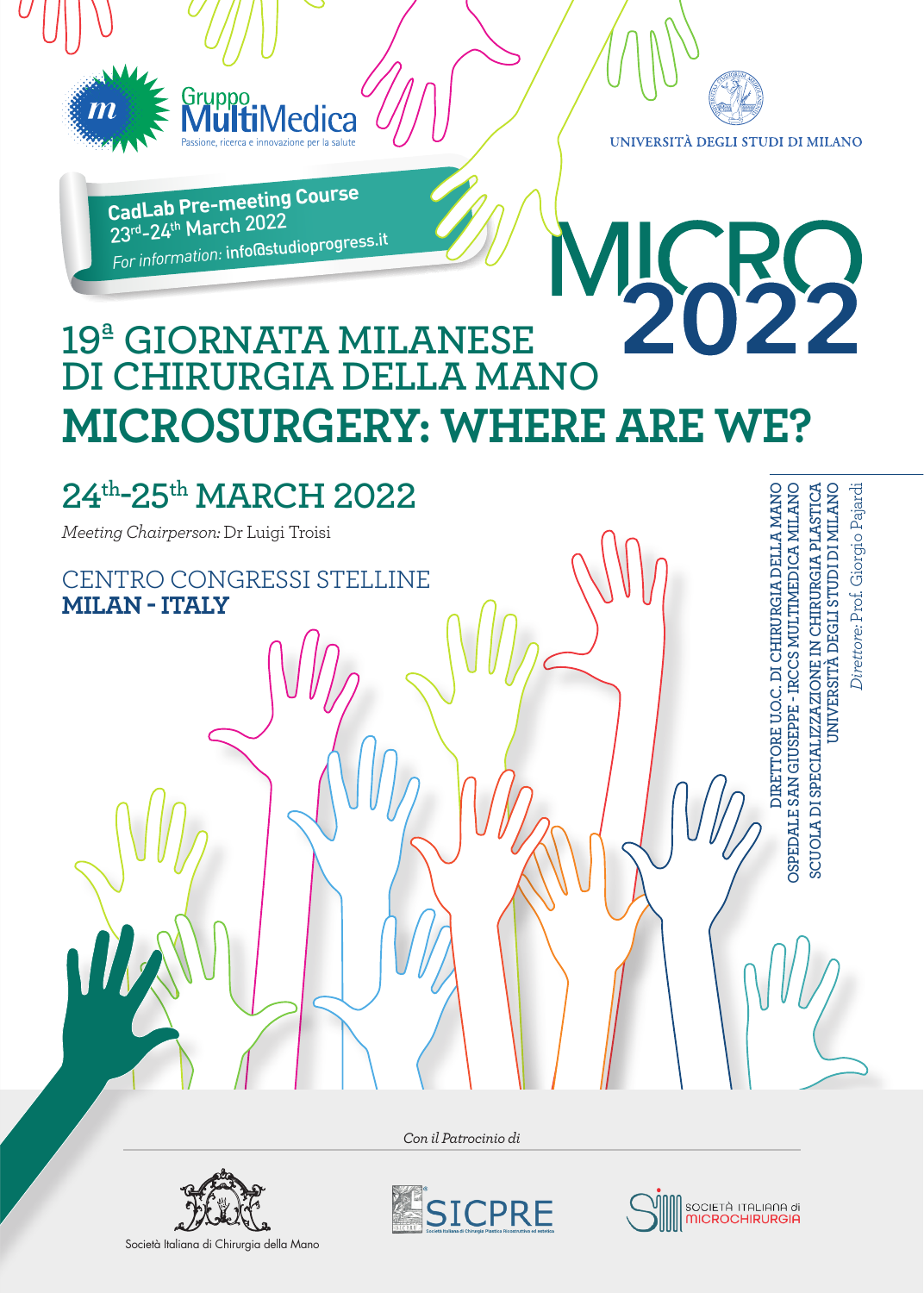Gruppo MultiMedica
Passione, ricerca e innovazione per la salute

UNIVERSITÀ DEGLI STUDI DI MILANO

**CadLab Pre-meeting Course**
23rd-24th March 2022
*For information:* info@studioprogress.it

# MICRO 2022

## 19ª GIORNATA MILANESE DI CHIRURGIA DELLA MANO

# MICROSURGERY: WHERE ARE WE?

## 24th-25th MARCH 2022

*Meeting Chairperson:* Dr Luigi Troisi

CENTRO CONGRESSI STELLINE
**MILAN - ITALY**

DIRETTORE U.O.C. DI CHIRURGIA DELLA MANO
OSPEDALE SAN GIUSEPPE - IRCCS MULTIMEDICA MILANO
SCUOLA DI SPECIALIZZAZIONE IN CHIRURGIA PLASTICA
UNIVERSITÀ DEGLI STUDI DI MILANO
*Direttore:* Prof. Giorgio Pajardi

*Con il Patrocinio di*

Società Italiana di Chirurgia della Mano

SICPRE
Società Italiana di Chirurgia Plastica Ricostruttiva ed estetica

SOCIETÀ ITALIANA di MICROCHIRURGIA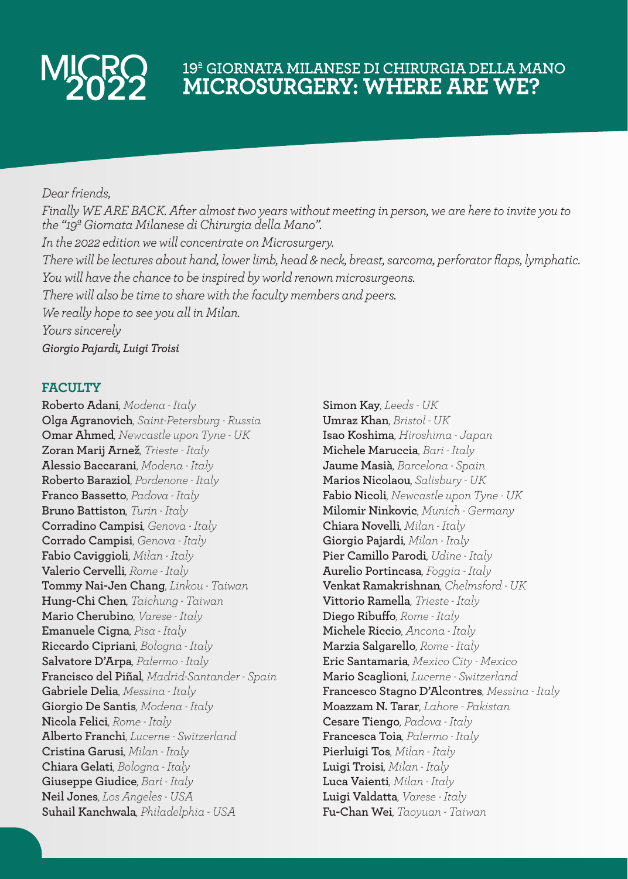# MICRO 2022

## 19ª GIORNATA MILANESE DI CHIRURGIA DELLA MANO
## MICROSURGERY: WHERE ARE WE?

*Dear friends,*

*Finally WE ARE BACK. After almost two years without meeting in person, we are here to invite you to the "19ª Giornata Milanese di Chirurgia della Mano".*

*In the 2022 edition we will concentrate on Microsurgery.*

*There will be lectures about hand, lower limb, head & neck, breast, sarcoma, perforator flaps, lymphatic.*

*You will have the chance to be inspired by world renown microsurgeons.*

*There will also be time to share with the faculty members and peers.*

*We really hope to see you all in Milan.*

*Yours sincerely*

***Giorgio Pajardi, Luigi Troisi***

### FACULTY

**Roberto Adani**, *Modena - Italy*
**Olga Agranovich**, *Saint-Petersburg - Russia*
**Omar Ahmed**, *Newcastle upon Tyne - UK*
**Zoran Marij Arnež**, *Trieste - Italy*
**Alessio Baccarani**, *Modena - Italy*
**Roberto Baraziol**, *Pordenone - Italy*
**Franco Bassetto**, *Padova - Italy*
**Bruno Battiston**, *Turin - Italy*
**Corradino Campisi**, *Genova - Italy*
**Corrado Campisi**, *Genova - Italy*
**Fabio Caviggioli**, *Milan - Italy*
**Valerio Cervelli**, *Rome - Italy*
**Tommy Nai-Jen Chang**, *Linkou - Taiwan*
**Hung-Chi Chen**, *Taichung - Taiwan*
**Mario Cherubino**, *Varese - Italy*
**Emanuele Cigna**, *Pisa - Italy*
**Riccardo Cipriani**, *Bologna - Italy*
**Salvatore D'Arpa**, *Palermo - Italy*
**Francisco del Piñal**, *Madrid-Santander - Spain*
**Gabriele Delia**, *Messina - Italy*
**Giorgio De Santis**, *Modena - Italy*
**Nicola Felici**, *Rome - Italy*
**Alberto Franchi**, *Lucerne - Switzerland*
**Cristina Garusi**, *Milan - Italy*
**Chiara Gelati**, *Bologna - Italy*
**Giuseppe Giudice**, *Bari - Italy*
**Neil Jones**, *Los Angeles - USA*
**Suhail Kanchwala**, *Philadelphia - USA*
**Simon Kay**, *Leeds - UK*
**Umraz Khan**, *Bristol - UK*
**Isao Koshima**, *Hiroshima - Japan*
**Michele Maruccia**, *Bari - Italy*
**Jaume Masià**, *Barcelona - Spain*
**Marios Nicolaou**, *Salisbury - UK*
**Fabio Nicoli**, *Newcastle upon Tyne - UK*
**Milomir Ninkovic**, *Munich - Germany*
**Chiara Novelli**, *Milan - Italy*
**Giorgio Pajardi**, *Milan - Italy*
**Pier Camillo Parodi**, *Udine - Italy*
**Aurelio Portincasa**, *Foggia - Italy*
**Venkat Ramakrishnan**, *Chelmsford - UK*
**Vittorio Ramella**, *Trieste - Italy*
**Diego Ribuffo**, *Rome - Italy*
**Michele Riccio**, *Ancona - Italy*
**Marzia Salgarello**, *Rome - Italy*
**Eric Santamaria**, *Mexico City - Mexico*
**Mario Scaglioni**, *Lucerne - Switzerland*
**Francesco Stagno D'Alcontres**, *Messina - Italy*
**Moazzam N. Tarar**, *Lahore - Pakistan*
**Cesare Tiengo**, *Padova - Italy*
**Francesca Toia**, *Palermo - Italy*
**Pierluigi Tos**, *Milan - Italy*
**Luigi Troisi**, *Milan - Italy*
**Luca Vaienti**, *Milan - Italy*
**Luigi Valdatta**, *Varese - Italy*
**Fu-Chan Wei**, *Taoyuan - Taiwan*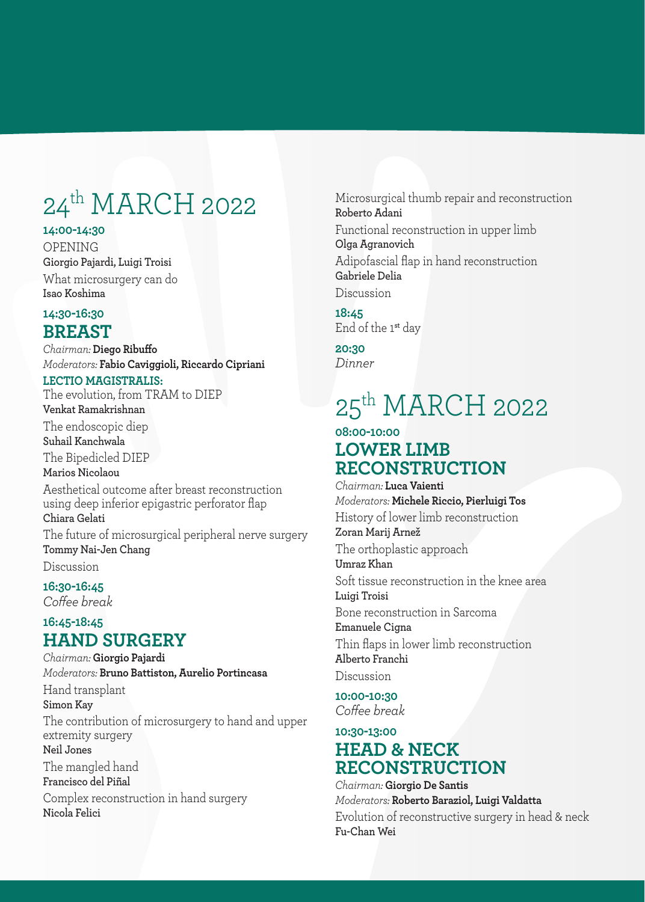# 24th MARCH 2022

**14:00-14:30**

OPENING
**Giorgio Pajardi, Luigi Troisi**

What microsurgery can do
**Isao Koshima**

**14:30-16:30**

## BREAST

*Chairman:* **Diego Ribuffo**
*Moderators:* **Fabio Caviggioli, Riccardo Cipriani**

**LECTIO MAGISTRALIS:**
The evolution, from TRAM to DIEP
**Venkat Ramakrishnan**

The endoscopic diep
**Suhail Kanchwala**

The Bipedicled DIEP
**Marios Nicolaou**

Aesthetical outcome after breast reconstruction using deep inferior epigastric perforator flap
**Chiara Gelati**

The future of microsurgical peripheral nerve surgery
**Tommy Nai-Jen Chang**

Discussion

**16:30-16:45**
*Coffee break*

**16:45-18:45**

## HAND SURGERY

*Chairman:* **Giorgio Pajardi**
*Moderators:* **Bruno Battiston, Aurelio Portincasa**

Hand transplant
**Simon Kay**

The contribution of microsurgery to hand and upper extremity surgery
**Neil Jones**

The mangled hand
**Francisco del Piñal**

Complex reconstruction in hand surgery
**Nicola Felici**

Microsurgical thumb repair and reconstruction
**Roberto Adani**

Functional reconstruction in upper limb
**Olga Agranovich**

Adipofascial flap in hand reconstruction
**Gabriele Delia**

Discussion

**18:45**
End of the 1st day

**20:30**
*Dinner*

# 25th MARCH 2022

**08:00-10:00**

## LOWER LIMB RECONSTRUCTION

*Chairman:* **Luca Vaienti**
*Moderators:* **Michele Riccio, Pierluigi Tos**

History of lower limb reconstruction
**Zoran Marij Arnež**

The orthoplastic approach
**Umraz Khan**

Soft tissue reconstruction in the knee area
**Luigi Troisi**

Bone reconstruction in Sarcoma
**Emanuele Cigna**

Thin flaps in lower limb reconstruction
**Alberto Franchi**

Discussion

**10:00-10:30**
*Coffee break*

**10:30-13:00**

## HEAD & NECK RECONSTRUCTION

*Chairman:* **Giorgio De Santis**
*Moderators:* **Roberto Baraziol, Luigi Valdatta**

Evolution of reconstructive surgery in head & neck
**Fu-Chan Wei**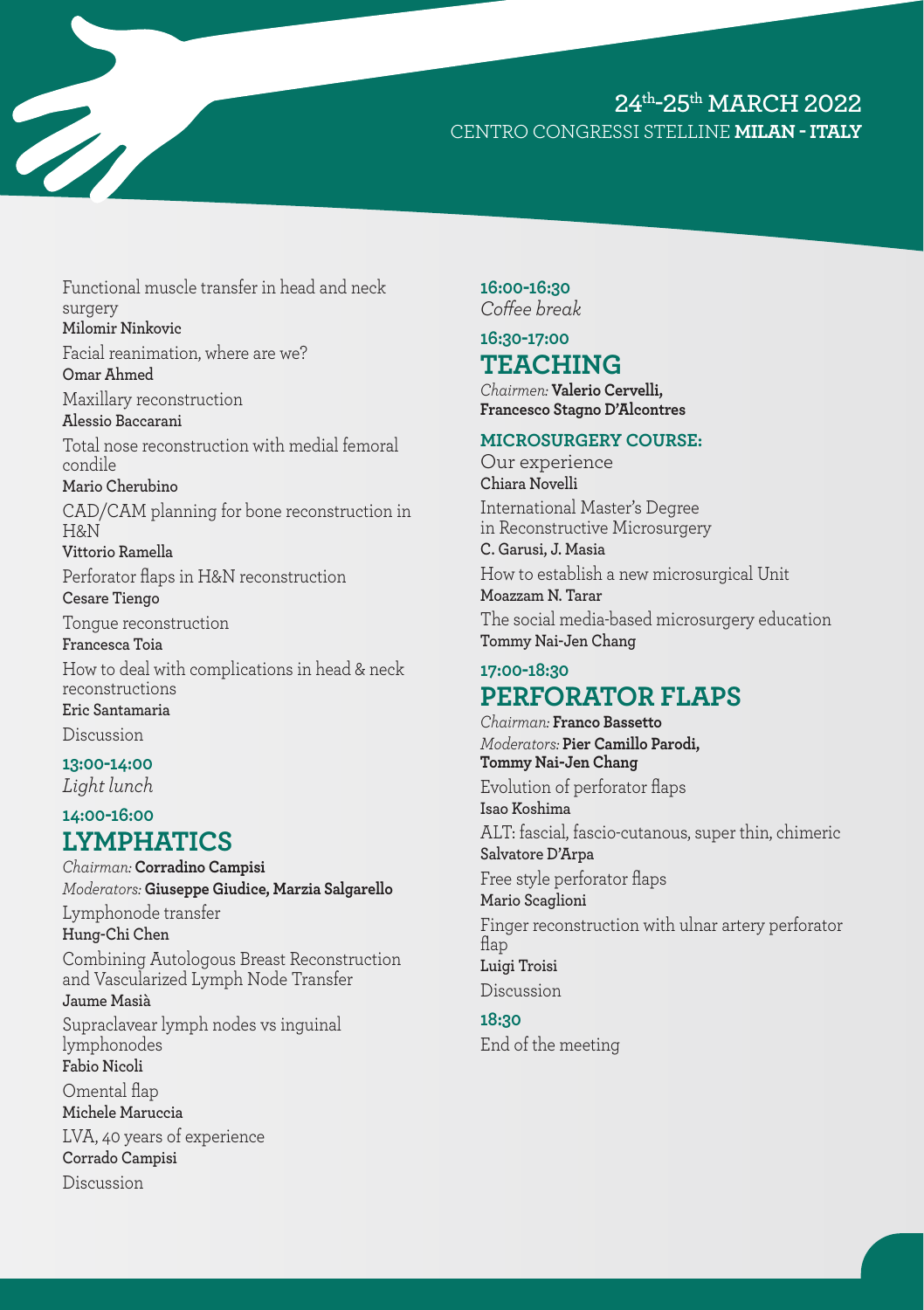Functional muscle transfer in head and neck surgery
**Milomir Ninkovic**

Facial reanimation, where are we?
**Omar Ahmed**

Maxillary reconstruction
**Alessio Baccarani**

Total nose reconstruction with medial femoral condile
**Mario Cherubino**

CAD/CAM planning for bone reconstruction in H&N
**Vittorio Ramella**

Perforator flaps in H&N reconstruction
**Cesare Tiengo**

Tongue reconstruction
**Francesca Toia**

How to deal with complications in head & neck reconstructions
**Eric Santamaria**

Discussion

**13:00-14:00**
*Light lunch*

**14:00-16:00**

## LYMPHATICS

*Chairman:* **Corradino Campisi**
*Moderators:* **Giuseppe Giudice, Marzia Salgarello**

Lymphonode transfer
**Hung-Chi Chen**

Combining Autologous Breast Reconstruction and Vascularized Lymph Node Transfer
**Jaume Masià**

Supraclavear lymph nodes vs inguinal lymphonodes
**Fabio Nicoli**

Omental flap
**Michele Maruccia**

LVA, 40 years of experience
**Corrado Campisi**

Discussion

**16:00-16:30**
*Coffee break*

**16:30-17:00**

## TEACHING

*Chairmen:* **Valerio Cervelli, Francesco Stagno D'Alcontres**

### MICROSURGERY COURSE:

Our experience
**Chiara Novelli**

International Master's Degree in Reconstructive Microsurgery
**C. Garusi, J. Masia**

How to establish a new microsurgical Unit
**Moazzam N. Tarar**

The social media-based microsurgery education
**Tommy Nai-Jen Chang**

**17:00-18:30**

## PERFORATOR FLAPS

*Chairman:* **Franco Bassetto**
*Moderators:* **Pier Camillo Parodi, Tommy Nai-Jen Chang**

Evolution of perforator flaps
**Isao Koshima**

ALT: fascial, fascio-cutanous, super thin, chimeric
**Salvatore D'Arpa**

Free style perforator flaps
**Mario Scaglioni**

Finger reconstruction with ulnar artery perforator flap
**Luigi Troisi**

Discussion

**18:30**
End of the meeting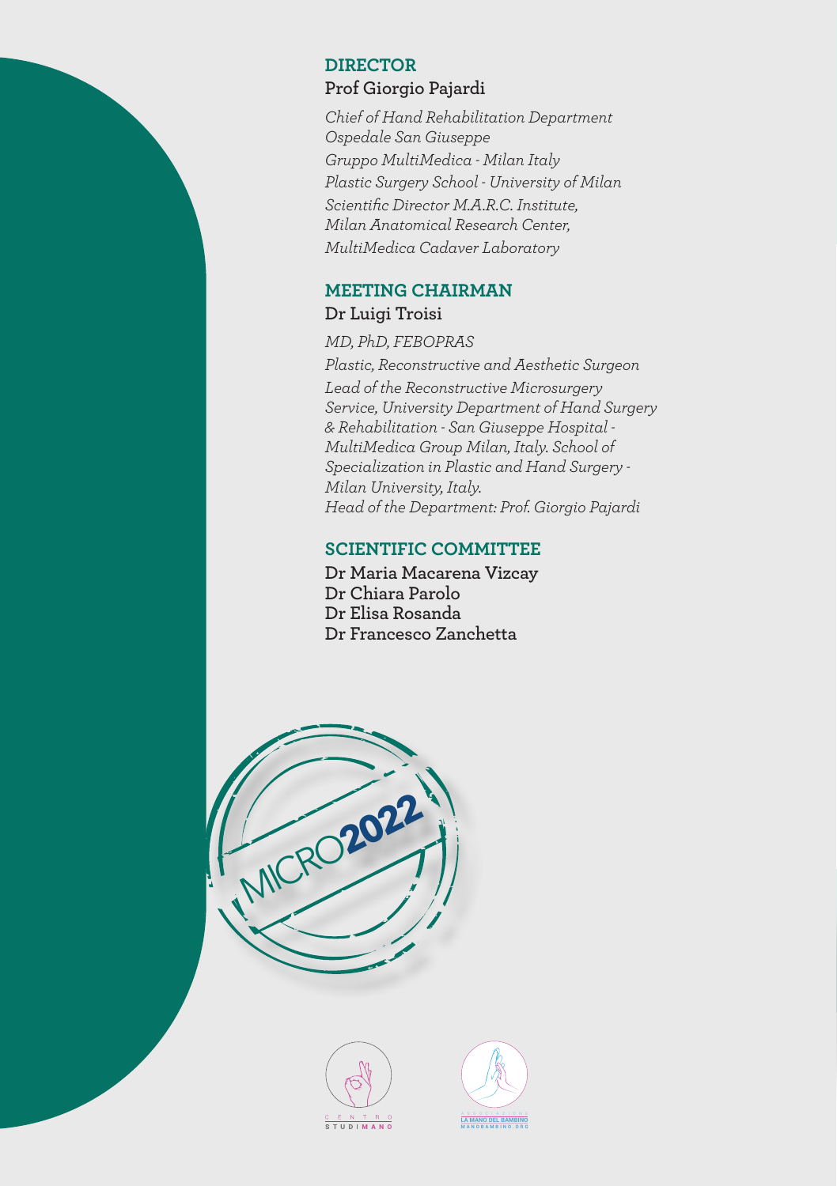## DIRECTOR

**Prof Giorgio Pajardi**

*Chief of Hand Rehabilitation Department*
*Ospedale San Giuseppe*
*Gruppo MultiMedica - Milan Italy*
*Plastic Surgery School - University of Milan*
*Scientific Director M.A.R.C. Institute,*
*Milan Anatomical Research Center,*
*MultiMedica Cadaver Laboratory*

## MEETING CHAIRMAN

**Dr Luigi Troisi**

*MD, PhD, FEBOPRAS*
*Plastic, Reconstructive and Aesthetic Surgeon*
*Lead of the Reconstructive Microsurgery Service, University Department of Hand Surgery & Rehabilitation - San Giuseppe Hospital - MultiMedica Group Milan, Italy. School of Specialization in Plastic and Hand Surgery - Milan University, Italy.*
*Head of the Department: Prof. Giorgio Pajardi*

## SCIENTIFIC COMMITTEE

**Dr Maria Macarena Vizcay**
**Dr Chiara Parolo**
**Dr Elisa Rosanda**
**Dr Francesco Zanchetta**

MICRO2022

CENTRO STUDI MANO

ASSOCIAZIONE LA MANO DEL BAMBINO
MANOBAMBINO.ORG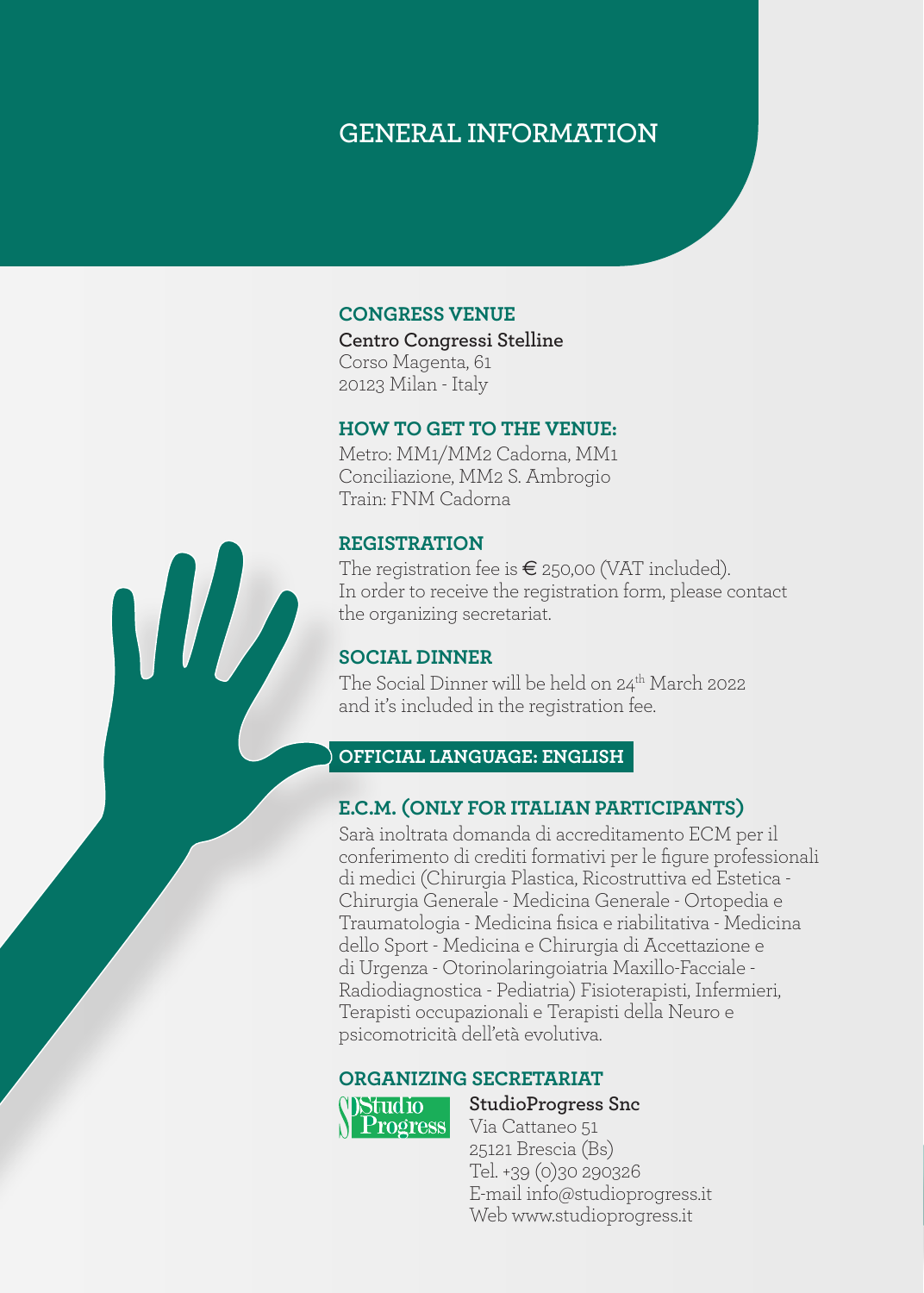# GENERAL INFORMATION

## CONGRESS VENUE

**Centro Congressi Stelline**
Corso Magenta, 61
20123 Milan - Italy

## HOW TO GET TO THE VENUE:

Metro: MM1/MM2 Cadorna, MM1 Conciliazione, MM2 S. Ambrogio
Train: FNM Cadorna

## REGISTRATION

The registration fee is € 250,00 (VAT included).
In order to receive the registration form, please contact the organizing secretariat.

## SOCIAL DINNER

The Social Dinner will be held on 24th March 2022 and it's included in the registration fee.

## OFFICIAL LANGUAGE: ENGLISH

## E.C.M. (ONLY FOR ITALIAN PARTICIPANTS)

Sarà inoltrata domanda di accreditamento ECM per il conferimento di crediti formativi per le figure professionali di medici (Chirurgia Plastica, Ricostruttiva ed Estetica - Chirurgia Generale - Medicina Generale - Ortopedia e Traumatologia - Medicina fisica e riabilitativa - Medicina dello Sport - Medicina e Chirurgia di Accettazione e di Urgenza - Otorinolaringoiatria Maxillo-Facciale - Radiodiagnostica - Pediatria) Fisioterapisti, Infermieri, Terapisti occupazionali e Terapisti della Neuro e psicomotricità dell'età evolutiva.

## ORGANIZING SECRETARIAT

**StudioProgress Snc**
Via Cattaneo 51
25121 Brescia (Bs)
Tel. +39 (0)30 290326
E-mail info@studioprogress.it
Web www.studioprogress.it